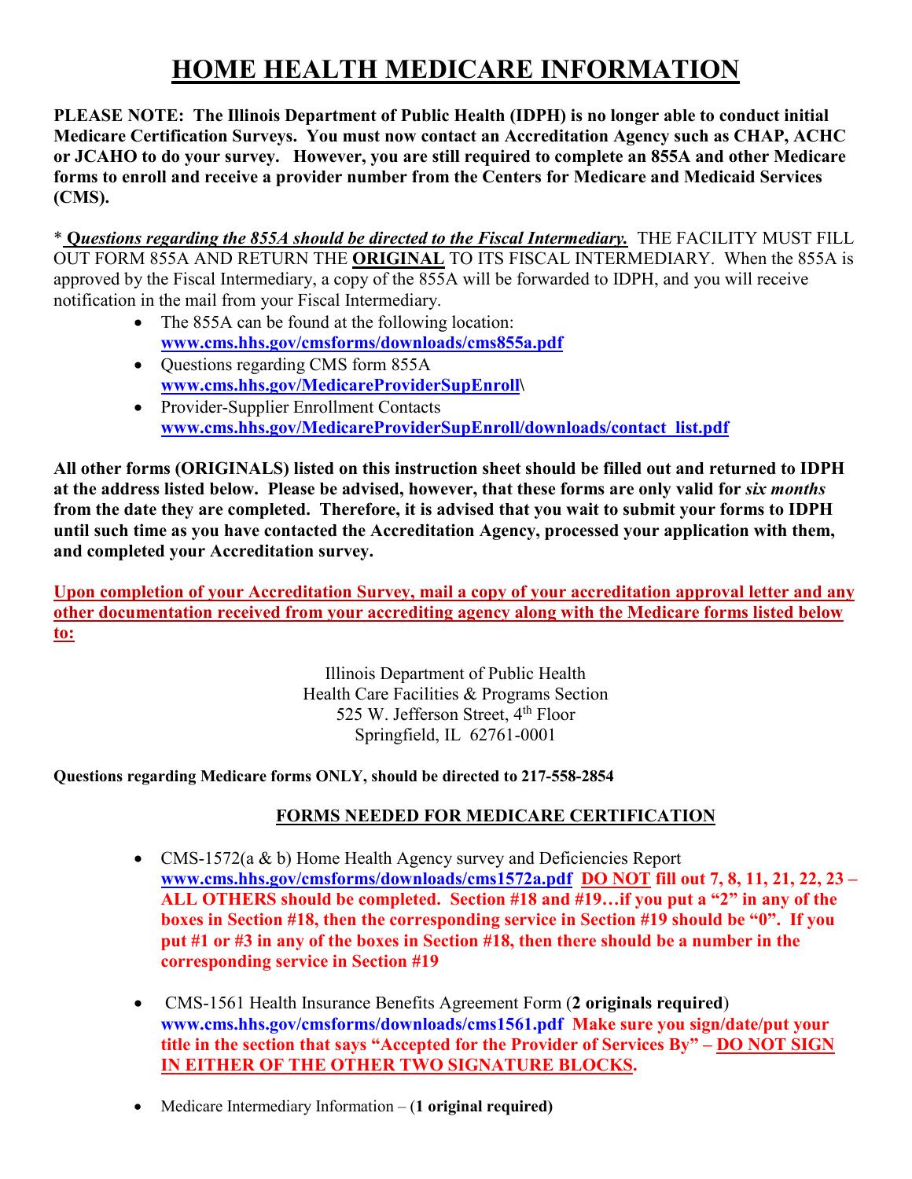# HOME HEALTH MEDICARE INFORMATION

**PLEASE NOTE: The Illinois Department of Public Health (IDPH) is no longer able to conduct initial Medicare Certification Surveys. You must now contact an Accreditation Agency such as CHAP, ACHC or JCAHO to do your survey. However, you are still required to complete an 855A and other Medicare forms to enroll and receive a provider number from the Centers for Medicare and Medicaid Services (CMS).**

* ***Questions regarding the 855A should be directed to the Fiscal Intermediary.*** THE FACILITY MUST FILL OUT FORM 855A AND RETURN THE **ORIGINAL** TO ITS FISCAL INTERMEDIARY. When the 855A is approved by the Fiscal Intermediary, a copy of the 855A will be forwarded to IDPH, and you will receive notification in the mail from your Fiscal Intermediary.

- The 855A can be found at the following location: **www.cms.hhs.gov/cmsforms/downloads/cms855a.pdf**
- Questions regarding CMS form 855A **www.cms.hhs.gov/MedicareProviderSupEnroll\**
- Provider-Supplier Enrollment Contacts **www.cms.hhs.gov/MedicareProviderSupEnroll/downloads/contact_list.pdf**

**All other forms (ORIGINALS) listed on this instruction sheet should be filled out and returned to IDPH at the address listed below. Please be advised, however, that these forms are only valid for *six months* from the date they are completed. Therefore, it is advised that you wait to submit your forms to IDPH until such time as you have contacted the Accreditation Agency, processed your application with them, and completed your Accreditation survey.**

**Upon completion of your Accreditation Survey, mail a copy of your accreditation approval letter and any other documentation received from your accrediting agency along with the Medicare forms listed below to:**

Illinois Department of Public Health
Health Care Facilities & Programs Section
525 W. Jefferson Street, 4th Floor
Springfield, IL 62761-0001

**Questions regarding Medicare forms ONLY, should be directed to 217-558-2854**

## FORMS NEEDED FOR MEDICARE CERTIFICATION

- CMS-1572(a & b) Home Health Agency survey and Deficiencies Report **www.cms.hhs.gov/cmsforms/downloads/cms1572a.pdf** **DO NOT fill out 7, 8, 11, 21, 22, 23 – ALL OTHERS should be completed. Section #18 and #19…if you put a "2" in any of the boxes in Section #18, then the corresponding service in Section #19 should be "0". If you put #1 or #3 in any of the boxes in Section #18, then there should be a number in the corresponding service in Section #19**

- CMS-1561 Health Insurance Benefits Agreement Form (**2 originals required**) **www.cms.hhs.gov/cmsforms/downloads/cms1561.pdf** **Make sure you sign/date/put your title in the section that says "Accepted for the Provider of Services By" – DO NOT SIGN IN EITHER OF THE OTHER TWO SIGNATURE BLOCKS.**

- Medicare Intermediary Information – (**1 original required)**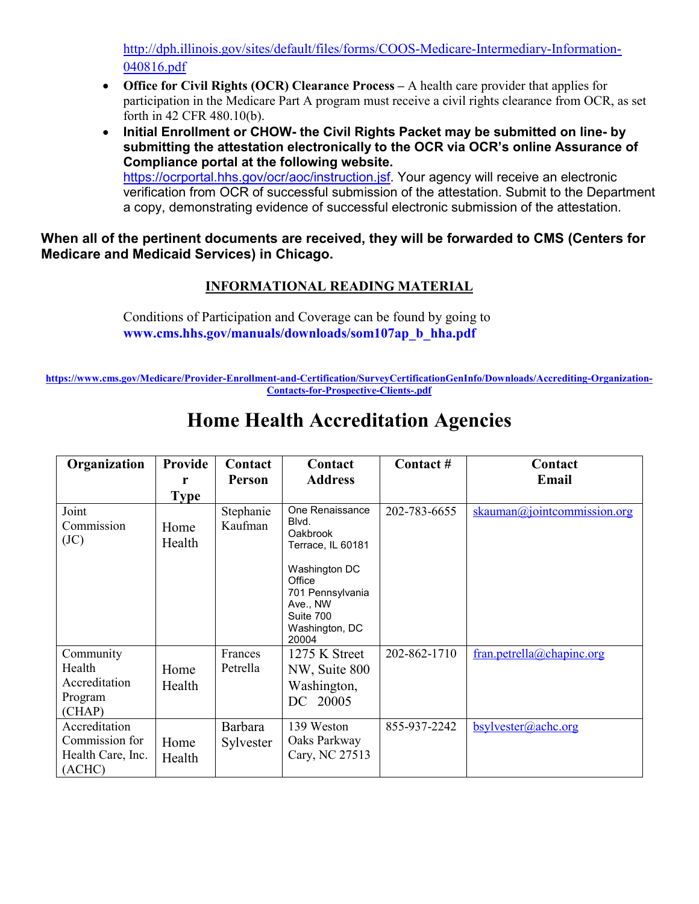http://dph.illinois.gov/sites/default/files/forms/COOS-Medicare-Intermediary-Information-040816.pdf

- **Office for Civil Rights (OCR) Clearance Process –** A health care provider that applies for participation in the Medicare Part A program must receive a civil rights clearance from OCR, as set forth in 42 CFR 480.10(b).
- **Initial Enrollment or CHOW- the Civil Rights Packet may be submitted on line- by submitting the attestation electronically to the OCR via OCR's online Assurance of Compliance portal at the following website.** https://ocrportal.hhs.gov/ocr/aoc/instruction.jsf. Your agency will receive an electronic verification from OCR of successful submission of the attestation. Submit to the Department a copy, demonstrating evidence of successful electronic submission of the attestation.

**When all of the pertinent documents are received, they will be forwarded to CMS (Centers for Medicare and Medicaid Services) in Chicago.**

**INFORMATIONAL READING MATERIAL**

Conditions of Participation and Coverage can be found by going to **www.cms.hhs.gov/manuals/downloads/som107ap_b_hha.pdf**

**https://www.cms.gov/Medicare/Provider-Enrollment-and-Certification/SurveyCertificationGenInfo/Downloads/Accrediting-Organization-Contacts-for-Prospective-Clients-.pdf**

# Home Health Accreditation Agencies

| Organization | Provider Type | Contact Person | Contact Address | Contact # | Contact Email |
|---|---|---|---|---|---|
| Joint Commission (JC) | Home Health | Stephanie Kaufman | One Renaissance Blvd. Oakbrook Terrace, IL 60181<br><br>Washington DC Office 701 Pennsylvania Ave., NW Suite 700 Washington, DC 20004 | 202-783-6655 | skauman@jointcommission.org |
| Community Health Accreditation Program (CHAP) | Home Health | Frances Petrella | 1275 K Street NW, Suite 800 Washington, DC 20005 | 202-862-1710 | fran.petrella@chapinc.org |
| Accreditation Commission for Health Care, Inc. (ACHC) | Home Health | Barbara Sylvester | 139 Weston Oaks Parkway Cary, NC 27513 | 855-937-2242 | bsylvester@achc.org |